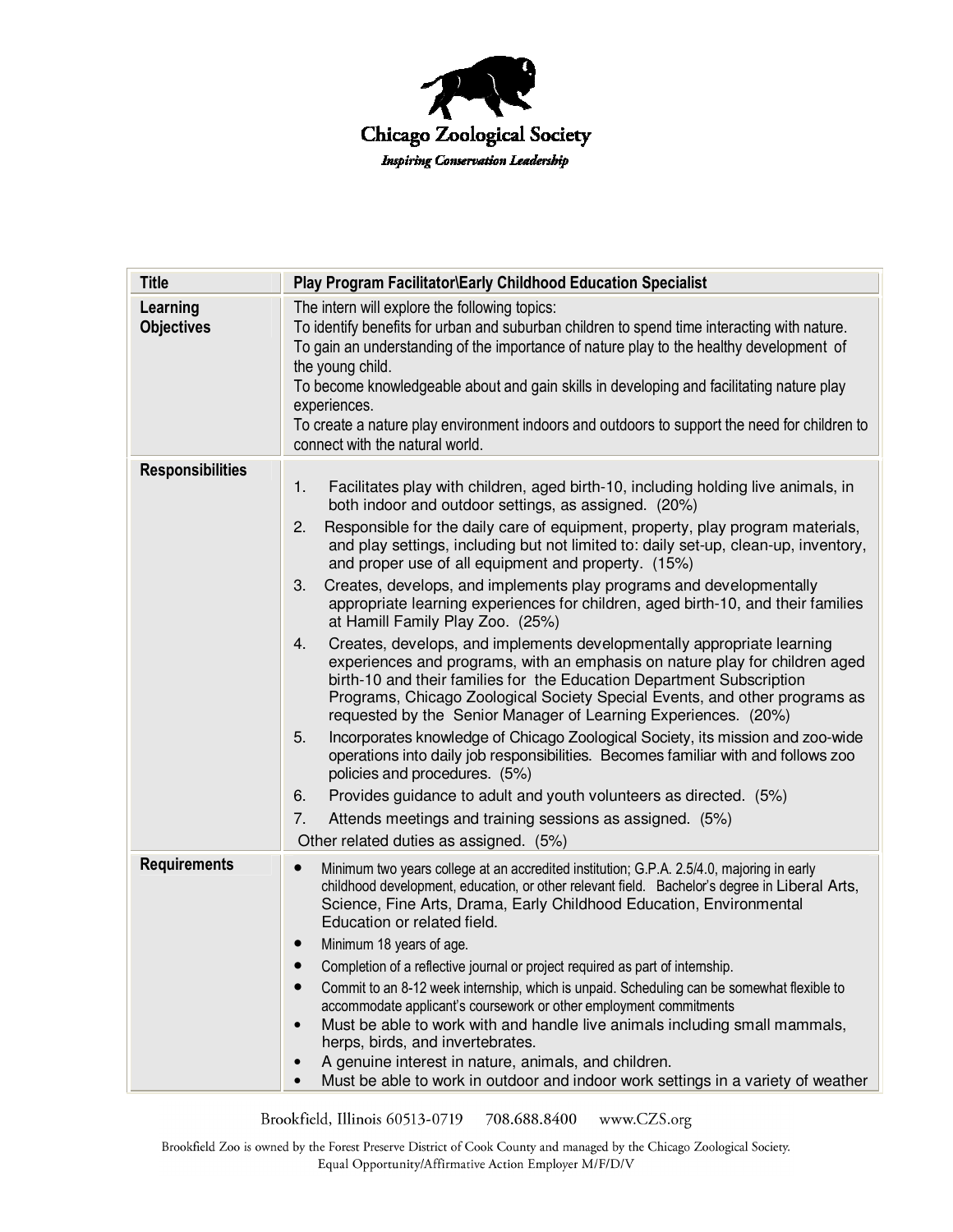# Chicago Zoological Society

*Inspiring Conservation Leadership*

| Title | Play Program Facilitator\Early Childhood Education Specialist |
| --- | --- |
| Learning Objectives | The intern will explore the following topics:<br>To identify benefits for urban and suburban children to spend time interacting with nature.<br>To gain an understanding of the importance of nature play to the healthy development of the young child.<br>To become knowledgeable about and gain skills in developing and facilitating nature play experiences.<br>To create a nature play environment indoors and outdoors to support the need for children to connect with the natural world. |
| Responsibilities | 1. Facilitates play with children, aged birth-10, including holding live animals, in both indoor and outdoor settings, as assigned. (20%)<br>2. Responsible for the daily care of equipment, property, play program materials, and play settings, including but not limited to: daily set-up, clean-up, inventory, and proper use of all equipment and property. (15%)<br>3. Creates, develops, and implements play programs and developmentally appropriate learning experiences for children, aged birth-10, and their families at Hamill Family Play Zoo. (25%)<br>4. Creates, develops, and implements developmentally appropriate learning experiences and programs, with an emphasis on nature play for children aged birth-10 and their families for the Education Department Subscription Programs, Chicago Zoological Society Special Events, and other programs as requested by the Senior Manager of Learning Experiences. (20%)<br>5. Incorporates knowledge of Chicago Zoological Society, its mission and zoo-wide operations into daily job responsibilities. Becomes familiar with and follows zoo policies and procedures. (5%)<br>6. Provides guidance to adult and youth volunteers as directed. (5%)<br>7. Attends meetings and training sessions as assigned. (5%)<br>Other related duties as assigned. (5%) |
| Requirements | • Minimum two years college at an accredited institution; G.P.A. 2.5/4.0, majoring in early childhood development, education, or other relevant field. Bachelor's degree in Liberal Arts, Science, Fine Arts, Drama, Early Childhood Education, Environmental Education or related field.<br>• Minimum 18 years of age.<br>• Completion of a reflective journal or project required as part of internship.<br>• Commit to an 8-12 week internship, which is unpaid. Scheduling can be somewhat flexible to accommodate applicant's coursework or other employment commitments<br>• Must be able to work with and handle live animals including small mammals, herps, birds, and invertebrates.<br>• A genuine interest in nature, animals, and children.<br>• Must be able to work in outdoor and indoor work settings in a variety of weather |

Brookfield, Illinois 60513-0719 708.688.8400 www.CZS.org

Brookfield Zoo is owned by the Forest Preserve District of Cook County and managed by the Chicago Zoological Society.
Equal Opportunity/Affirmative Action Employer M/F/D/V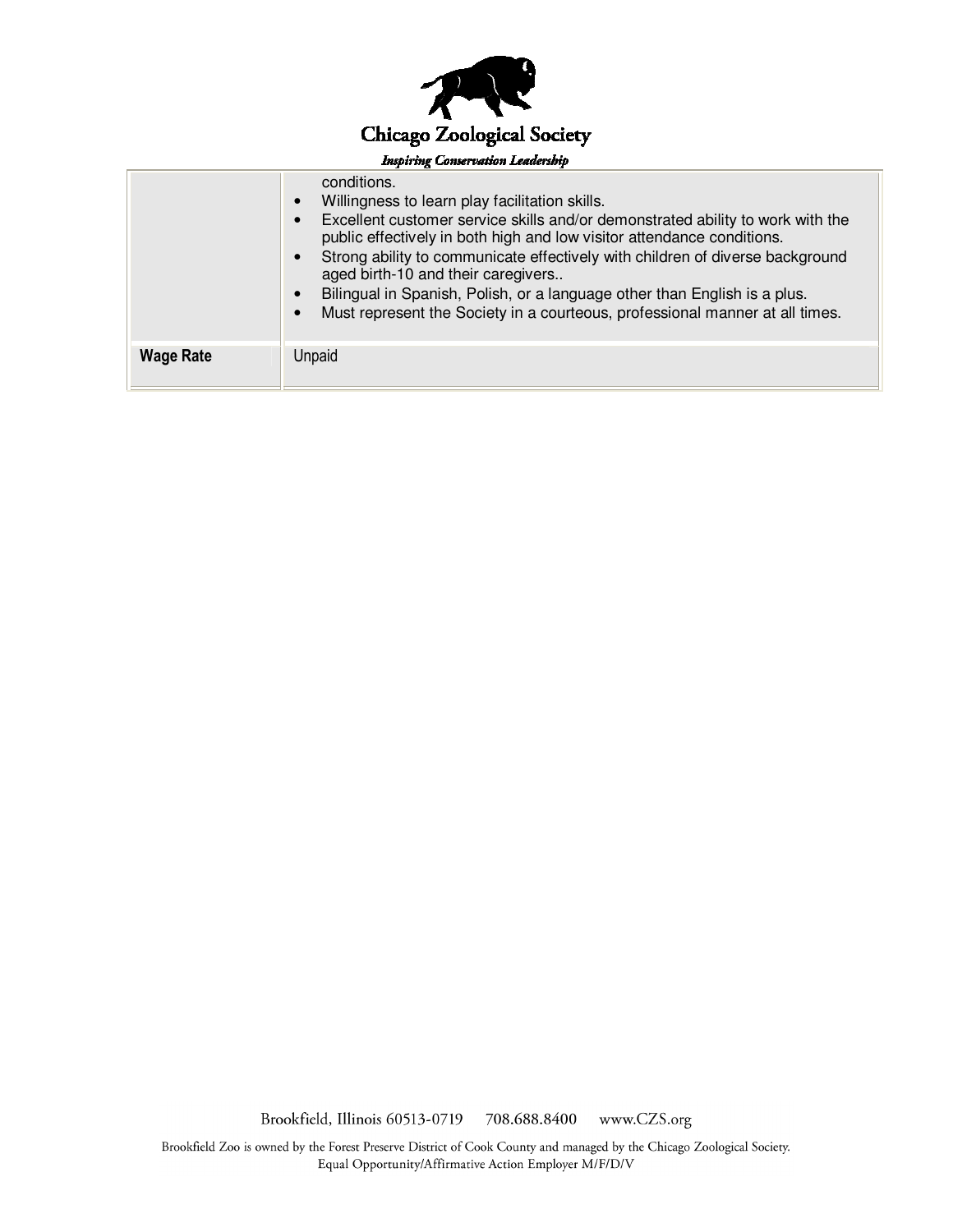| | |
|---|---|
| | conditions.<br>• Willingness to learn play facilitation skills.<br>• Excellent customer service skills and/or demonstrated ability to work with the public effectively in both high and low visitor attendance conditions.<br>• Strong ability to communicate effectively with children of diverse background aged birth-10 and their caregivers..<br>• Bilingual in Spanish, Polish, or a language other than English is a plus.<br>• Must represent the Society in a courteous, professional manner at all times. |
| **Wage Rate** | Unpaid |